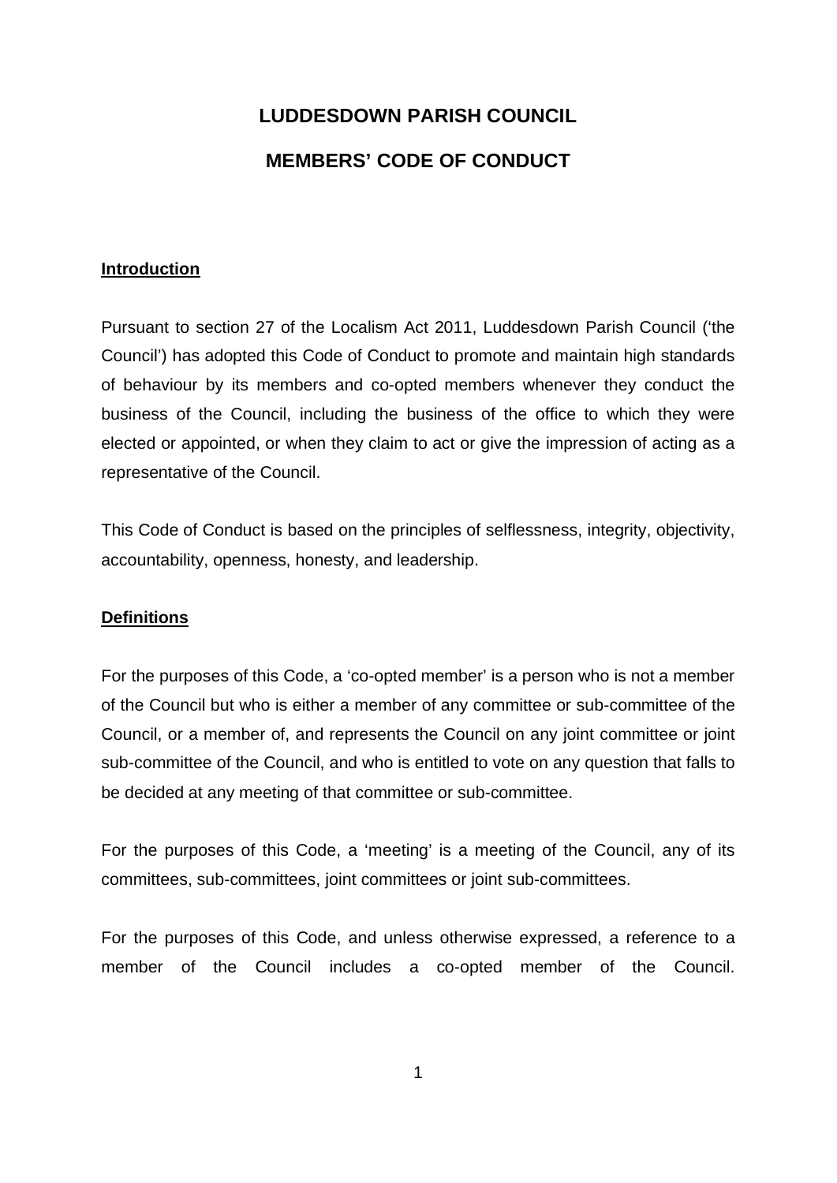# LUDDESDOWN PARISH COUNCIL

# MEMBERS' CODE OF CONDUCT

## Introduction

Pursuant to section 27 of the Localism Act 2011, Luddesdown Parish Council ('the Council') has adopted this Code of Conduct to promote and maintain high standards of behaviour by its members and co-opted members whenever they conduct the business of the Council, including the business of the office to which they were elected or appointed, or when they claim to act or give the impression of acting as a representative of the Council.

This Code of Conduct is based on the principles of selflessness, integrity, objectivity, accountability, openness, honesty, and leadership.

## Definitions

For the purposes of this Code, a 'co-opted member' is a person who is not a member of the Council but who is either a member of any committee or sub-committee of the Council, or a member of, and represents the Council on any joint committee or joint sub-committee of the Council, and who is entitled to vote on any question that falls to be decided at any meeting of that committee or sub-committee.

For the purposes of this Code, a 'meeting' is a meeting of the Council, any of its committees, sub-committees, joint committees or joint sub-committees.

For the purposes of this Code, and unless otherwise expressed, a reference to a member of the Council includes a co-opted member of the Council.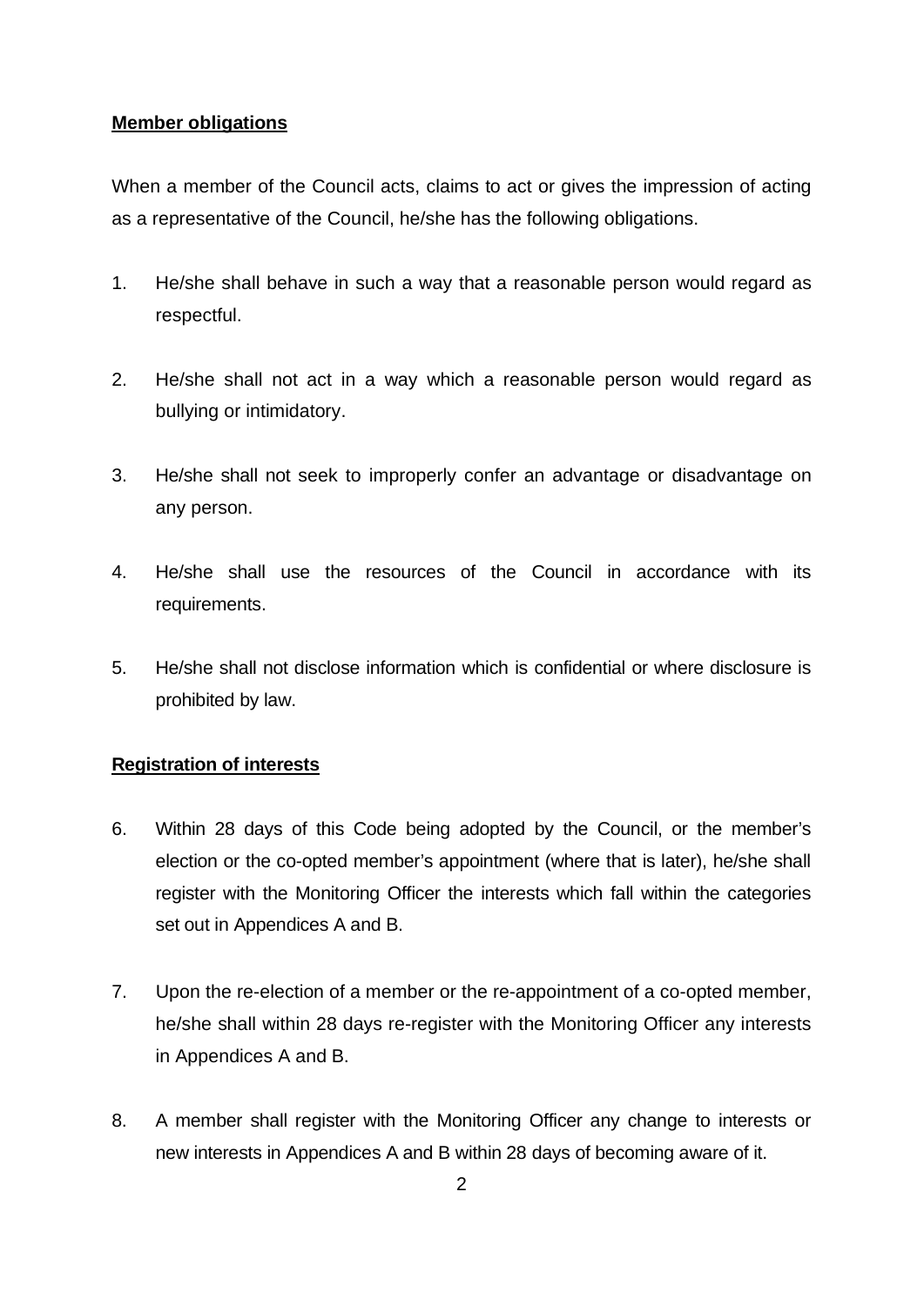**Member obligations**

When a member of the Council acts, claims to act or gives the impression of acting as a representative of the Council, he/she has the following obligations.

1. He/she shall behave in such a way that a reasonable person would regard as respectful.

2. He/she shall not act in a way which a reasonable person would regard as bullying or intimidatory.

3. He/she shall not seek to improperly confer an advantage or disadvantage on any person.

4. He/she shall use the resources of the Council in accordance with its requirements.

5. He/she shall not disclose information which is confidential or where disclosure is prohibited by law.

**Registration of interests**

6. Within 28 days of this Code being adopted by the Council, or the member's election or the co-opted member's appointment (where that is later), he/she shall register with the Monitoring Officer the interests which fall within the categories set out in Appendices A and B.

7. Upon the re-election of a member or the re-appointment of a co-opted member, he/she shall within 28 days re-register with the Monitoring Officer any interests in Appendices A and B.

8. A member shall register with the Monitoring Officer any change to interests or new interests in Appendices A and B within 28 days of becoming aware of it.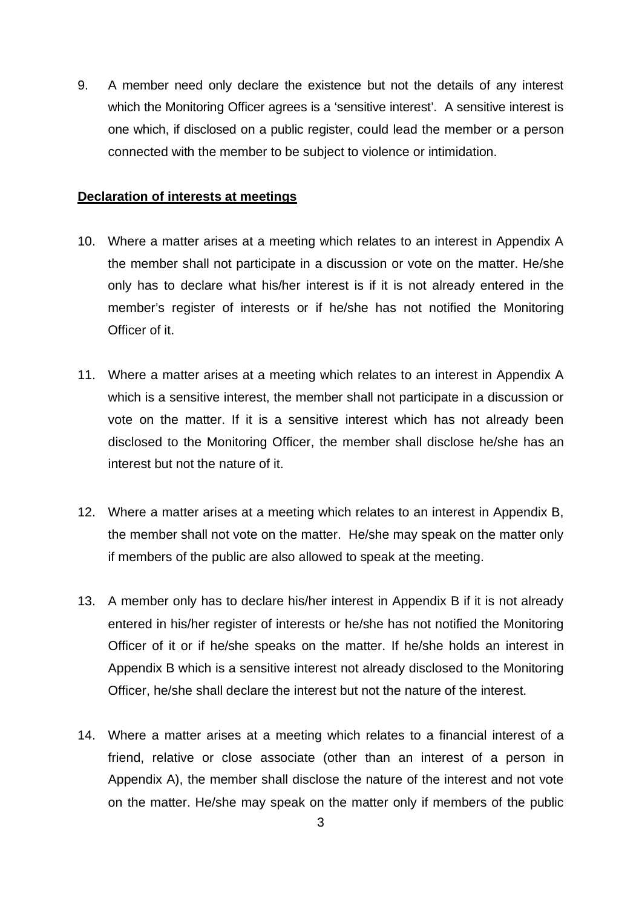9. A member need only declare the existence but not the details of any interest which the Monitoring Officer agrees is a 'sensitive interest'. A sensitive interest is one which, if disclosed on a public register, could lead the member or a person connected with the member to be subject to violence or intimidation.

**Declaration of interests at meetings**

10. Where a matter arises at a meeting which relates to an interest in Appendix A the member shall not participate in a discussion or vote on the matter. He/she only has to declare what his/her interest is if it is not already entered in the member's register of interests or if he/she has not notified the Monitoring Officer of it.

11. Where a matter arises at a meeting which relates to an interest in Appendix A which is a sensitive interest, the member shall not participate in a discussion or vote on the matter. If it is a sensitive interest which has not already been disclosed to the Monitoring Officer, the member shall disclose he/she has an interest but not the nature of it.

12. Where a matter arises at a meeting which relates to an interest in Appendix B, the member shall not vote on the matter. He/she may speak on the matter only if members of the public are also allowed to speak at the meeting.

13. A member only has to declare his/her interest in Appendix B if it is not already entered in his/her register of interests or he/she has not notified the Monitoring Officer of it or if he/she speaks on the matter. If he/she holds an interest in Appendix B which is a sensitive interest not already disclosed to the Monitoring Officer, he/she shall declare the interest but not the nature of the interest.

14. Where a matter arises at a meeting which relates to a financial interest of a friend, relative or close associate (other than an interest of a person in Appendix A), the member shall disclose the nature of the interest and not vote on the matter. He/she may speak on the matter only if members of the public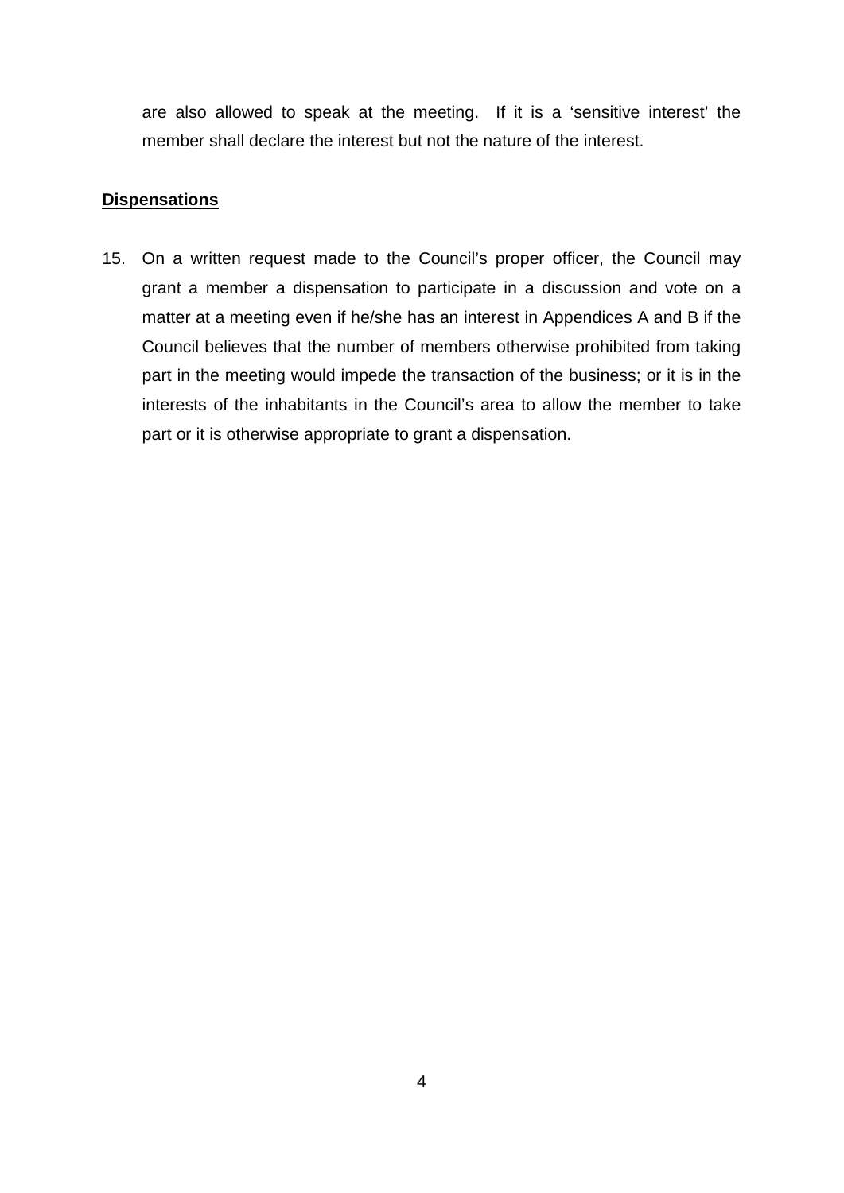are also allowed to speak at the meeting. If it is a 'sensitive interest' the member shall declare the interest but not the nature of the interest.

**Dispensations**

15. On a written request made to the Council's proper officer, the Council may grant a member a dispensation to participate in a discussion and vote on a matter at a meeting even if he/she has an interest in Appendices A and B if the Council believes that the number of members otherwise prohibited from taking part in the meeting would impede the transaction of the business; or it is in the interests of the inhabitants in the Council's area to allow the member to take part or it is otherwise appropriate to grant a dispensation.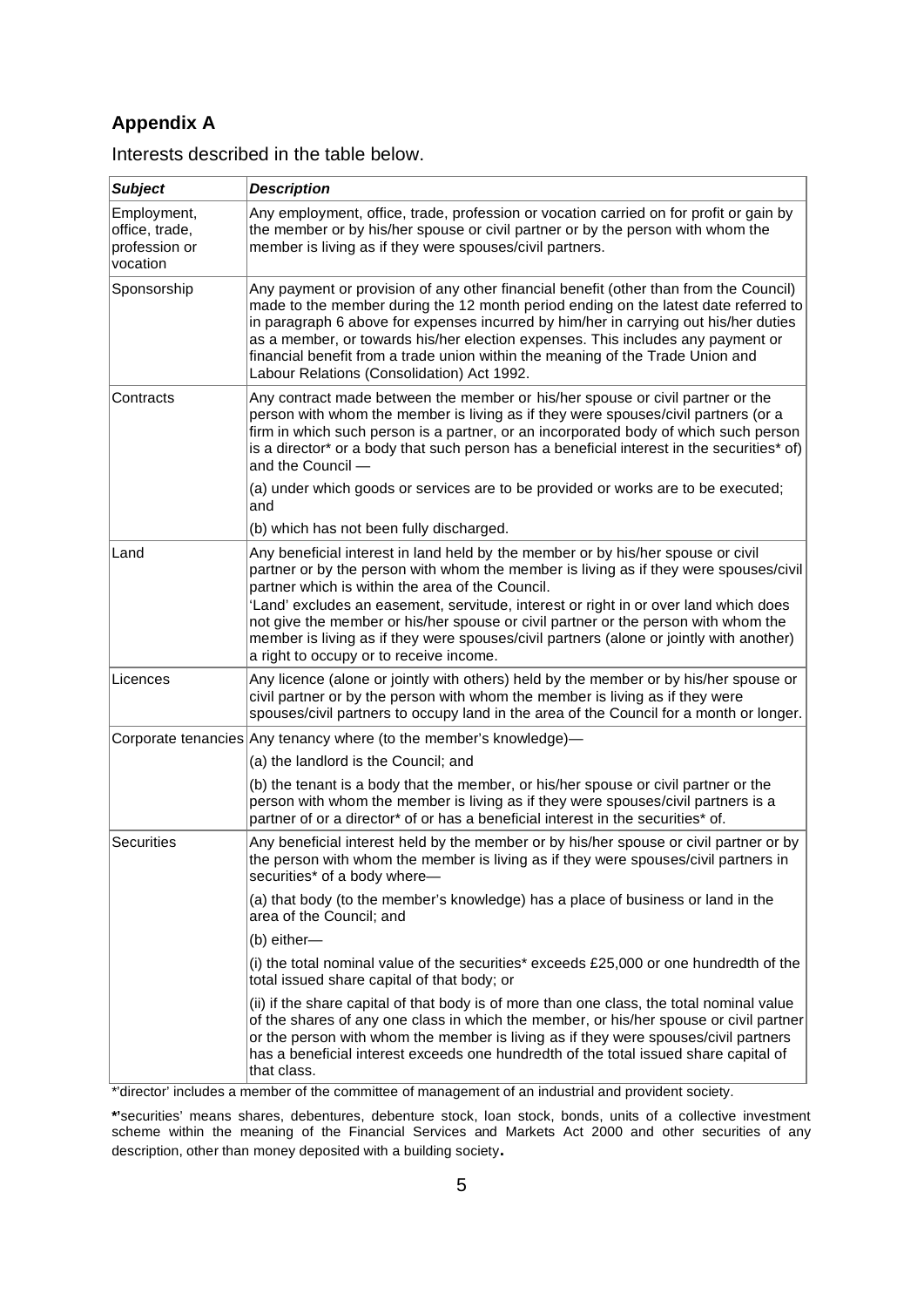## Appendix A

Interests described in the table below.

| *Subject* | *Description* |
|---|---|
| Employment, office, trade, profession or vocation | Any employment, office, trade, profession or vocation carried on for profit or gain by the member or by his/her spouse or civil partner or by the person with whom the member is living as if they were spouses/civil partners. |
| Sponsorship | Any payment or provision of any other financial benefit (other than from the Council) made to the member during the 12 month period ending on the latest date referred to in paragraph 6 above for expenses incurred by him/her in carrying out his/her duties as a member, or towards his/her election expenses. This includes any payment or financial benefit from a trade union within the meaning of the Trade Union and Labour Relations (Consolidation) Act 1992. |
| Contracts | Any contract made between the member or his/her spouse or civil partner or the person with whom the member is living as if they were spouses/civil partners (or a firm in which such person is a partner, or an incorporated body of which such person is a director* or a body that such person has a beneficial interest in the securities* of) and the Council — |
| | (a) under which goods or services are to be provided or works are to be executed; and |
| | (b) which has not been fully discharged. |
| Land | Any beneficial interest in land held by the member or by his/her spouse or civil partner or by the person with whom the member is living as if they were spouses/civil partner which is within the area of the Council.<br>'Land' excludes an easement, servitude, interest or right in or over land which does not give the member or his/her spouse or civil partner or the person with whom the member is living as if they were spouses/civil partners (alone or jointly with another) a right to occupy or to receive income. |
| Licences | Any licence (alone or jointly with others) held by the member or by his/her spouse or civil partner or by the person with whom the member is living as if they were spouses/civil partners to occupy land in the area of the Council for a month or longer. |
| Corporate tenancies | Any tenancy where (to the member's knowledge)— |
| | (a) the landlord is the Council; and |
| | (b) the tenant is a body that the member, or his/her spouse or civil partner or the person with whom the member is living as if they were spouses/civil partners is a partner of or a director* of or has a beneficial interest in the securities* of. |
| Securities | Any beneficial interest held by the member or by his/her spouse or civil partner or by the person with whom the member is living as if they were spouses/civil partners in securities* of a body where— |
| | (a) that body (to the member's knowledge) has a place of business or land in the area of the Council; and |
| | (b) either— |
| | (i) the total nominal value of the securities* exceeds £25,000 or one hundredth of the total issued share capital of that body; or |
| | (ii) if the share capital of that body is of more than one class, the total nominal value of the shares of any one class in which the member, or his/her spouse or civil partner or the person with whom the member is living as if they were spouses/civil partners has a beneficial interest exceeds one hundredth of the total issued share capital of that class. |

*'director' includes a member of the committee of management of an industrial and provident society.

*'securities' means shares, debentures, debenture stock, loan stock, bonds, units of a collective investment scheme within the meaning of the Financial Services and Markets Act 2000 and other securities of any description, other than money deposited with a building society.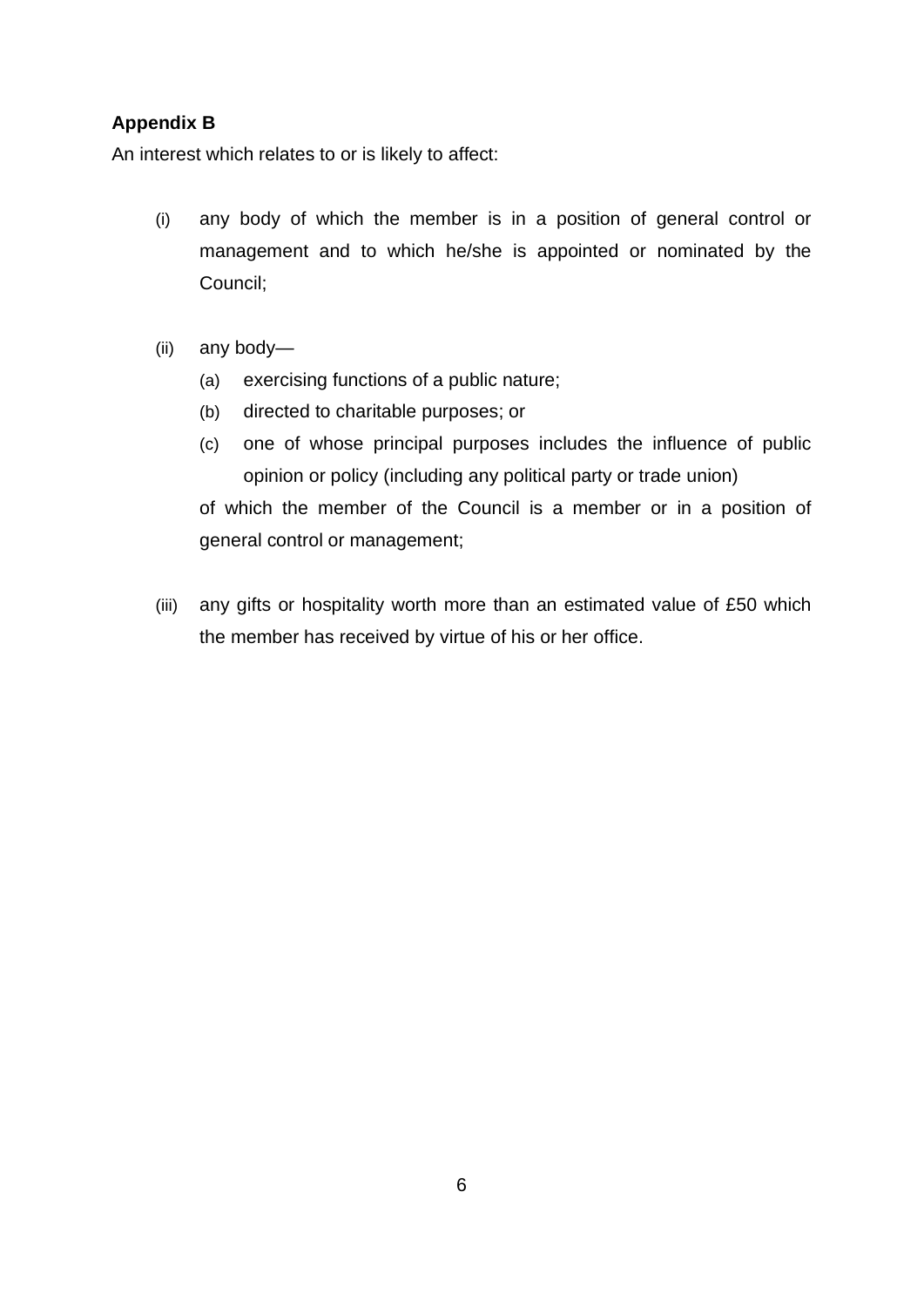**Appendix B**

An interest which relates to or is likely to affect:

(i) any body of which the member is in a position of general control or management and to which he/she is appointed or nominated by the Council;

(ii) any body—
   (a) exercising functions of a public nature;
   (b) directed to charitable purposes; or
   (c) one of whose principal purposes includes the influence of public opinion or policy (including any political party or trade union)

   of which the member of the Council is a member or in a position of general control or management;

(iii) any gifts or hospitality worth more than an estimated value of £50 which the member has received by virtue of his or her office.